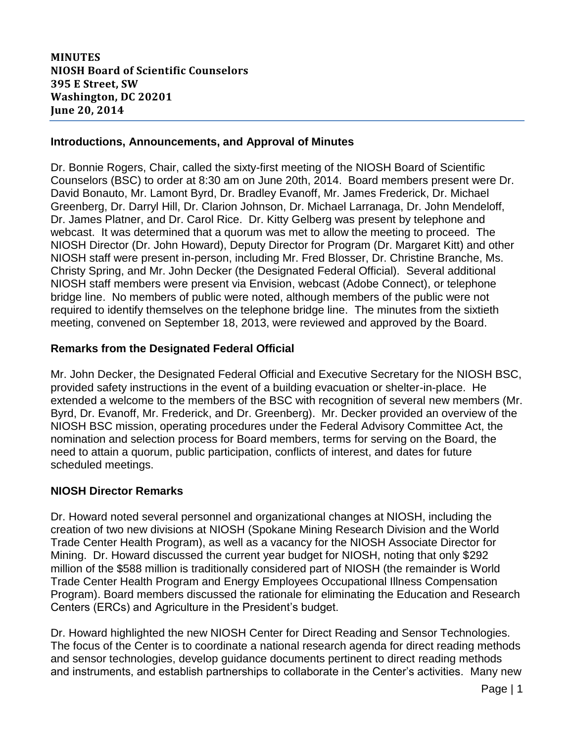**MINUTES**
**NIOSH Board of Scientific Counselors**
**395 E Street, SW**
**Washington, DC 20201**
**June 20, 2014**

## Introductions, Announcements, and Approval of Minutes

Dr. Bonnie Rogers, Chair, called the sixty-first meeting of the NIOSH Board of Scientific Counselors (BSC) to order at 8:30 am on June 20th, 2014. Board members present were Dr. David Bonauto, Mr. Lamont Byrd, Dr. Bradley Evanoff, Mr. James Frederick, Dr. Michael Greenberg, Dr. Darryl Hill, Dr. Clarion Johnson, Dr. Michael Larranaga, Dr. John Mendeloff, Dr. James Platner, and Dr. Carol Rice. Dr. Kitty Gelberg was present by telephone and webcast. It was determined that a quorum was met to allow the meeting to proceed. The NIOSH Director (Dr. John Howard), Deputy Director for Program (Dr. Margaret Kitt) and other NIOSH staff were present in-person, including Mr. Fred Blosser, Dr. Christine Branche, Ms. Christy Spring, and Mr. John Decker (the Designated Federal Official). Several additional NIOSH staff members were present via Envision, webcast (Adobe Connect), or telephone bridge line. No members of public were noted, although members of the public were not required to identify themselves on the telephone bridge line. The minutes from the sixtieth meeting, convened on September 18, 2013, were reviewed and approved by the Board.

## Remarks from the Designated Federal Official

Mr. John Decker, the Designated Federal Official and Executive Secretary for the NIOSH BSC, provided safety instructions in the event of a building evacuation or shelter-in-place. He extended a welcome to the members of the BSC with recognition of several new members (Mr. Byrd, Dr. Evanoff, Mr. Frederick, and Dr. Greenberg). Mr. Decker provided an overview of the NIOSH BSC mission, operating procedures under the Federal Advisory Committee Act, the nomination and selection process for Board members, terms for serving on the Board, the need to attain a quorum, public participation, conflicts of interest, and dates for future scheduled meetings.

## NIOSH Director Remarks

Dr. Howard noted several personnel and organizational changes at NIOSH, including the creation of two new divisions at NIOSH (Spokane Mining Research Division and the World Trade Center Health Program), as well as a vacancy for the NIOSH Associate Director for Mining. Dr. Howard discussed the current year budget for NIOSH, noting that only $292 million of the $588 million is traditionally considered part of NIOSH (the remainder is World Trade Center Health Program and Energy Employees Occupational Illness Compensation Program). Board members discussed the rationale for eliminating the Education and Research Centers (ERCs) and Agriculture in the President's budget.

Dr. Howard highlighted the new NIOSH Center for Direct Reading and Sensor Technologies. The focus of the Center is to coordinate a national research agenda for direct reading methods and sensor technologies, develop guidance documents pertinent to direct reading methods and instruments, and establish partnerships to collaborate in the Center's activities. Many new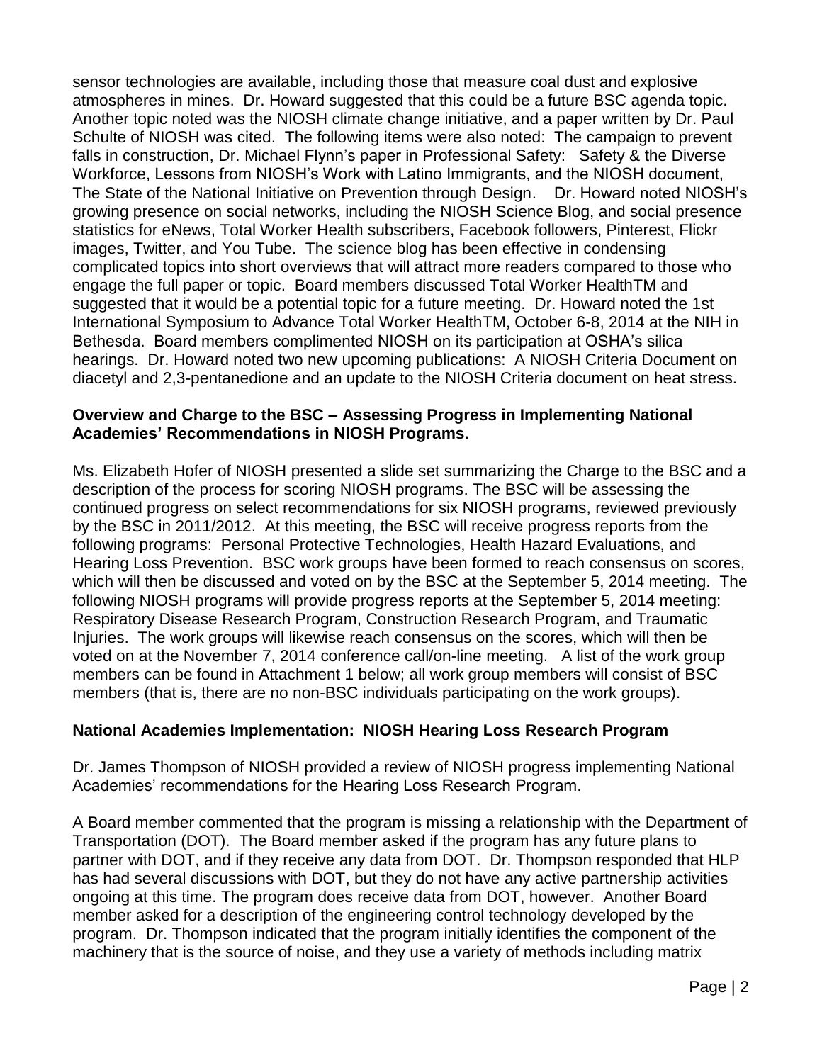sensor technologies are available, including those that measure coal dust and explosive atmospheres in mines. Dr. Howard suggested that this could be a future BSC agenda topic. Another topic noted was the NIOSH climate change initiative, and a paper written by Dr. Paul Schulte of NIOSH was cited. The following items were also noted: The campaign to prevent falls in construction, Dr. Michael Flynn's paper in Professional Safety: Safety & the Diverse Workforce, Lessons from NIOSH's Work with Latino Immigrants, and the NIOSH document, The State of the National Initiative on Prevention through Design. Dr. Howard noted NIOSH's growing presence on social networks, including the NIOSH Science Blog, and social presence statistics for eNews, Total Worker Health subscribers, Facebook followers, Pinterest, Flickr images, Twitter, and You Tube. The science blog has been effective in condensing complicated topics into short overviews that will attract more readers compared to those who engage the full paper or topic. Board members discussed Total Worker HealthTM and suggested that it would be a potential topic for a future meeting. Dr. Howard noted the 1st International Symposium to Advance Total Worker HealthTM, October 6-8, 2014 at the NIH in Bethesda. Board members complimented NIOSH on its participation at OSHA's silica hearings. Dr. Howard noted two new upcoming publications: A NIOSH Criteria Document on diacetyl and 2,3-pentanedione and an update to the NIOSH Criteria document on heat stress.

**Overview and Charge to the BSC – Assessing Progress in Implementing National Academies' Recommendations in NIOSH Programs.**

Ms. Elizabeth Hofer of NIOSH presented a slide set summarizing the Charge to the BSC and a description of the process for scoring NIOSH programs. The BSC will be assessing the continued progress on select recommendations for six NIOSH programs, reviewed previously by the BSC in 2011/2012. At this meeting, the BSC will receive progress reports from the following programs: Personal Protective Technologies, Health Hazard Evaluations, and Hearing Loss Prevention. BSC work groups have been formed to reach consensus on scores, which will then be discussed and voted on by the BSC at the September 5, 2014 meeting. The following NIOSH programs will provide progress reports at the September 5, 2014 meeting: Respiratory Disease Research Program, Construction Research Program, and Traumatic Injuries. The work groups will likewise reach consensus on the scores, which will then be voted on at the November 7, 2014 conference call/on-line meeting. A list of the work group members can be found in Attachment 1 below; all work group members will consist of BSC members (that is, there are no non-BSC individuals participating on the work groups).

**National Academies Implementation: NIOSH Hearing Loss Research Program**

Dr. James Thompson of NIOSH provided a review of NIOSH progress implementing National Academies' recommendations for the Hearing Loss Research Program.

A Board member commented that the program is missing a relationship with the Department of Transportation (DOT). The Board member asked if the program has any future plans to partner with DOT, and if they receive any data from DOT. Dr. Thompson responded that HLP has had several discussions with DOT, but they do not have any active partnership activities ongoing at this time. The program does receive data from DOT, however. Another Board member asked for a description of the engineering control technology developed by the program. Dr. Thompson indicated that the program initially identifies the component of the machinery that is the source of noise, and they use a variety of methods including matrix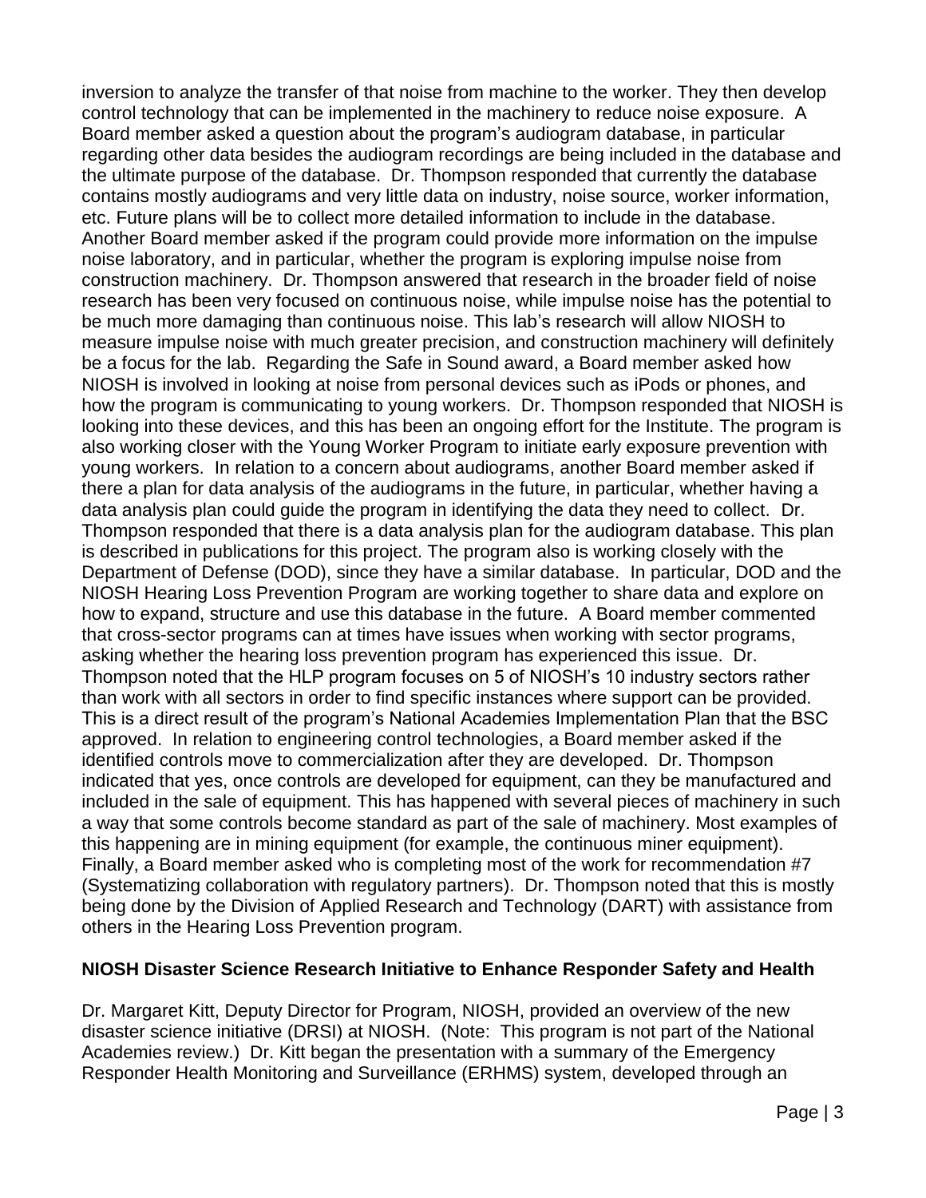inversion to analyze the transfer of that noise from machine to the worker. They then develop control technology that can be implemented in the machinery to reduce noise exposure. A Board member asked a question about the program's audiogram database, in particular regarding other data besides the audiogram recordings are being included in the database and the ultimate purpose of the database. Dr. Thompson responded that currently the database contains mostly audiograms and very little data on industry, noise source, worker information, etc. Future plans will be to collect more detailed information to include in the database. Another Board member asked if the program could provide more information on the impulse noise laboratory, and in particular, whether the program is exploring impulse noise from construction machinery. Dr. Thompson answered that research in the broader field of noise research has been very focused on continuous noise, while impulse noise has the potential to be much more damaging than continuous noise. This lab's research will allow NIOSH to measure impulse noise with much greater precision, and construction machinery will definitely be a focus for the lab. Regarding the Safe in Sound award, a Board member asked how NIOSH is involved in looking at noise from personal devices such as iPods or phones, and how the program is communicating to young workers. Dr. Thompson responded that NIOSH is looking into these devices, and this has been an ongoing effort for the Institute. The program is also working closer with the Young Worker Program to initiate early exposure prevention with young workers. In relation to a concern about audiograms, another Board member asked if there a plan for data analysis of the audiograms in the future, in particular, whether having a data analysis plan could guide the program in identifying the data they need to collect. Dr. Thompson responded that there is a data analysis plan for the audiogram database. This plan is described in publications for this project. The program also is working closely with the Department of Defense (DOD), since they have a similar database. In particular, DOD and the NIOSH Hearing Loss Prevention Program are working together to share data and explore on how to expand, structure and use this database in the future. A Board member commented that cross-sector programs can at times have issues when working with sector programs, asking whether the hearing loss prevention program has experienced this issue. Dr. Thompson noted that the HLP program focuses on 5 of NIOSH's 10 industry sectors rather than work with all sectors in order to find specific instances where support can be provided. This is a direct result of the program's National Academies Implementation Plan that the BSC approved. In relation to engineering control technologies, a Board member asked if the identified controls move to commercialization after they are developed. Dr. Thompson indicated that yes, once controls are developed for equipment, can they be manufactured and included in the sale of equipment. This has happened with several pieces of machinery in such a way that some controls become standard as part of the sale of machinery. Most examples of this happening are in mining equipment (for example, the continuous miner equipment). Finally, a Board member asked who is completing most of the work for recommendation #7 (Systematizing collaboration with regulatory partners). Dr. Thompson noted that this is mostly being done by the Division of Applied Research and Technology (DART) with assistance from others in the Hearing Loss Prevention program.

**NIOSH Disaster Science Research Initiative to Enhance Responder Safety and Health**

Dr. Margaret Kitt, Deputy Director for Program, NIOSH, provided an overview of the new disaster science initiative (DRSI) at NIOSH. (Note: This program is not part of the National Academies review.) Dr. Kitt began the presentation with a summary of the Emergency Responder Health Monitoring and Surveillance (ERHMS) system, developed through an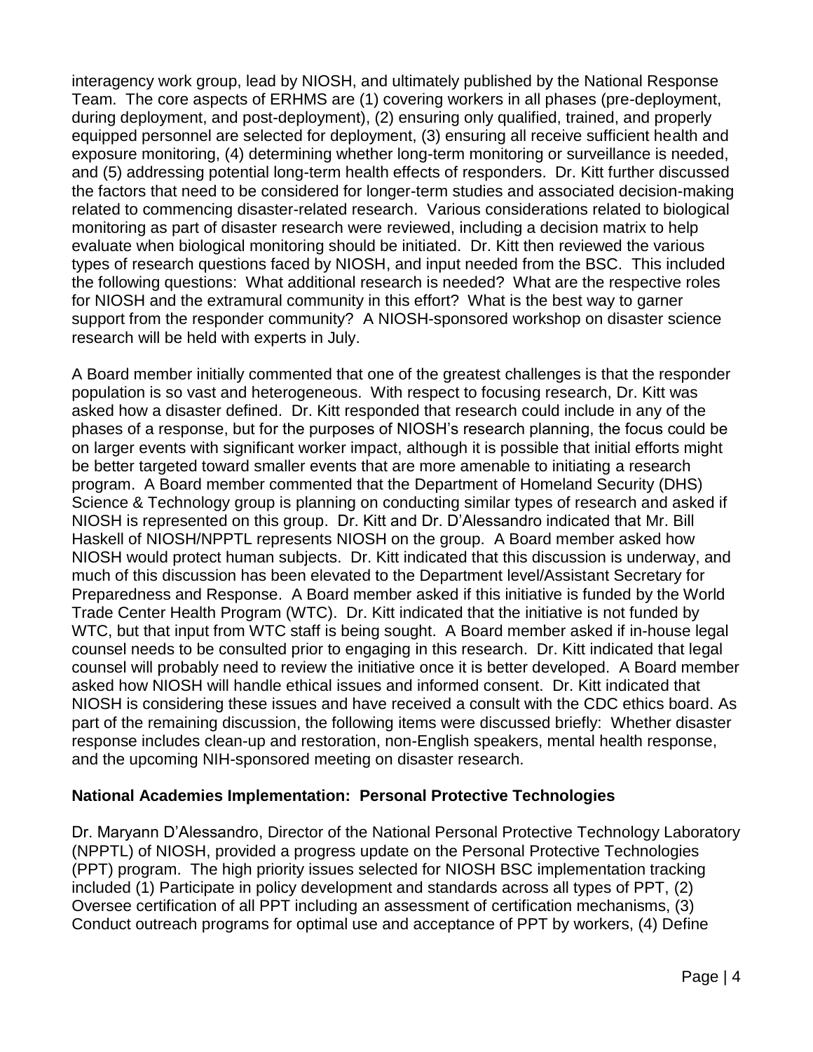interagency work group, lead by NIOSH, and ultimately published by the National Response Team. The core aspects of ERHMS are (1) covering workers in all phases (pre-deployment, during deployment, and post-deployment), (2) ensuring only qualified, trained, and properly equipped personnel are selected for deployment, (3) ensuring all receive sufficient health and exposure monitoring, (4) determining whether long-term monitoring or surveillance is needed, and (5) addressing potential long-term health effects of responders. Dr. Kitt further discussed the factors that need to be considered for longer-term studies and associated decision-making related to commencing disaster-related research. Various considerations related to biological monitoring as part of disaster research were reviewed, including a decision matrix to help evaluate when biological monitoring should be initiated. Dr. Kitt then reviewed the various types of research questions faced by NIOSH, and input needed from the BSC. This included the following questions: What additional research is needed? What are the respective roles for NIOSH and the extramural community in this effort? What is the best way to garner support from the responder community? A NIOSH-sponsored workshop on disaster science research will be held with experts in July.

A Board member initially commented that one of the greatest challenges is that the responder population is so vast and heterogeneous. With respect to focusing research, Dr. Kitt was asked how a disaster defined. Dr. Kitt responded that research could include in any of the phases of a response, but for the purposes of NIOSH's research planning, the focus could be on larger events with significant worker impact, although it is possible that initial efforts might be better targeted toward smaller events that are more amenable to initiating a research program. A Board member commented that the Department of Homeland Security (DHS) Science & Technology group is planning on conducting similar types of research and asked if NIOSH is represented on this group. Dr. Kitt and Dr. D'Alessandro indicated that Mr. Bill Haskell of NIOSH/NPPTL represents NIOSH on the group. A Board member asked how NIOSH would protect human subjects. Dr. Kitt indicated that this discussion is underway, and much of this discussion has been elevated to the Department level/Assistant Secretary for Preparedness and Response. A Board member asked if this initiative is funded by the World Trade Center Health Program (WTC). Dr. Kitt indicated that the initiative is not funded by WTC, but that input from WTC staff is being sought. A Board member asked if in-house legal counsel needs to be consulted prior to engaging in this research. Dr. Kitt indicated that legal counsel will probably need to review the initiative once it is better developed. A Board member asked how NIOSH will handle ethical issues and informed consent. Dr. Kitt indicated that NIOSH is considering these issues and have received a consult with the CDC ethics board. As part of the remaining discussion, the following items were discussed briefly: Whether disaster response includes clean-up and restoration, non-English speakers, mental health response, and the upcoming NIH-sponsored meeting on disaster research.

**National Academies Implementation: Personal Protective Technologies**

Dr. Maryann D'Alessandro, Director of the National Personal Protective Technology Laboratory (NPPTL) of NIOSH, provided a progress update on the Personal Protective Technologies (PPT) program. The high priority issues selected for NIOSH BSC implementation tracking included (1) Participate in policy development and standards across all types of PPT, (2) Oversee certification of all PPT including an assessment of certification mechanisms, (3) Conduct outreach programs for optimal use and acceptance of PPT by workers, (4) Define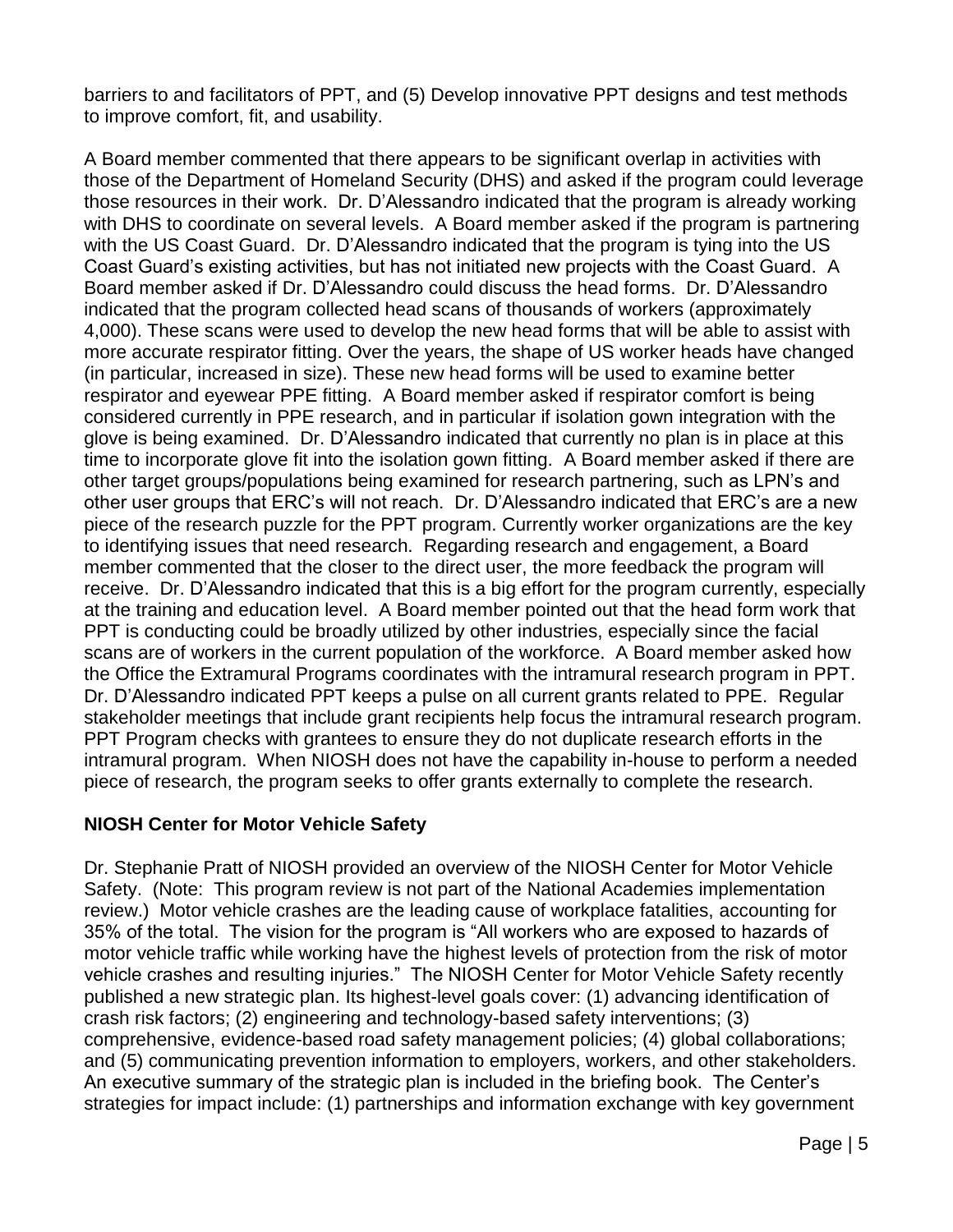barriers to and facilitators of PPT, and (5) Develop innovative PPT designs and test methods to improve comfort, fit, and usability.

A Board member commented that there appears to be significant overlap in activities with those of the Department of Homeland Security (DHS) and asked if the program could leverage those resources in their work. Dr. D'Alessandro indicated that the program is already working with DHS to coordinate on several levels. A Board member asked if the program is partnering with the US Coast Guard. Dr. D'Alessandro indicated that the program is tying into the US Coast Guard's existing activities, but has not initiated new projects with the Coast Guard. A Board member asked if Dr. D'Alessandro could discuss the head forms. Dr. D'Alessandro indicated that the program collected head scans of thousands of workers (approximately 4,000). These scans were used to develop the new head forms that will be able to assist with more accurate respirator fitting. Over the years, the shape of US worker heads have changed (in particular, increased in size). These new head forms will be used to examine better respirator and eyewear PPE fitting. A Board member asked if respirator comfort is being considered currently in PPE research, and in particular if isolation gown integration with the glove is being examined. Dr. D'Alessandro indicated that currently no plan is in place at this time to incorporate glove fit into the isolation gown fitting. A Board member asked if there are other target groups/populations being examined for research partnering, such as LPN's and other user groups that ERC's will not reach. Dr. D'Alessandro indicated that ERC's are a new piece of the research puzzle for the PPT program. Currently worker organizations are the key to identifying issues that need research. Regarding research and engagement, a Board member commented that the closer to the direct user, the more feedback the program will receive. Dr. D'Alessandro indicated that this is a big effort for the program currently, especially at the training and education level. A Board member pointed out that the head form work that PPT is conducting could be broadly utilized by other industries, especially since the facial scans are of workers in the current population of the workforce. A Board member asked how the Office the Extramural Programs coordinates with the intramural research program in PPT. Dr. D'Alessandro indicated PPT keeps a pulse on all current grants related to PPE. Regular stakeholder meetings that include grant recipients help focus the intramural research program. PPT Program checks with grantees to ensure they do not duplicate research efforts in the intramural program. When NIOSH does not have the capability in-house to perform a needed piece of research, the program seeks to offer grants externally to complete the research.

**NIOSH Center for Motor Vehicle Safety**

Dr. Stephanie Pratt of NIOSH provided an overview of the NIOSH Center for Motor Vehicle Safety. (Note: This program review is not part of the National Academies implementation review.) Motor vehicle crashes are the leading cause of workplace fatalities, accounting for 35% of the total. The vision for the program is "All workers who are exposed to hazards of motor vehicle traffic while working have the highest levels of protection from the risk of motor vehicle crashes and resulting injuries." The NIOSH Center for Motor Vehicle Safety recently published a new strategic plan. Its highest-level goals cover: (1) advancing identification of crash risk factors; (2) engineering and technology-based safety interventions; (3) comprehensive, evidence-based road safety management policies; (4) global collaborations; and (5) communicating prevention information to employers, workers, and other stakeholders. An executive summary of the strategic plan is included in the briefing book. The Center's strategies for impact include: (1) partnerships and information exchange with key government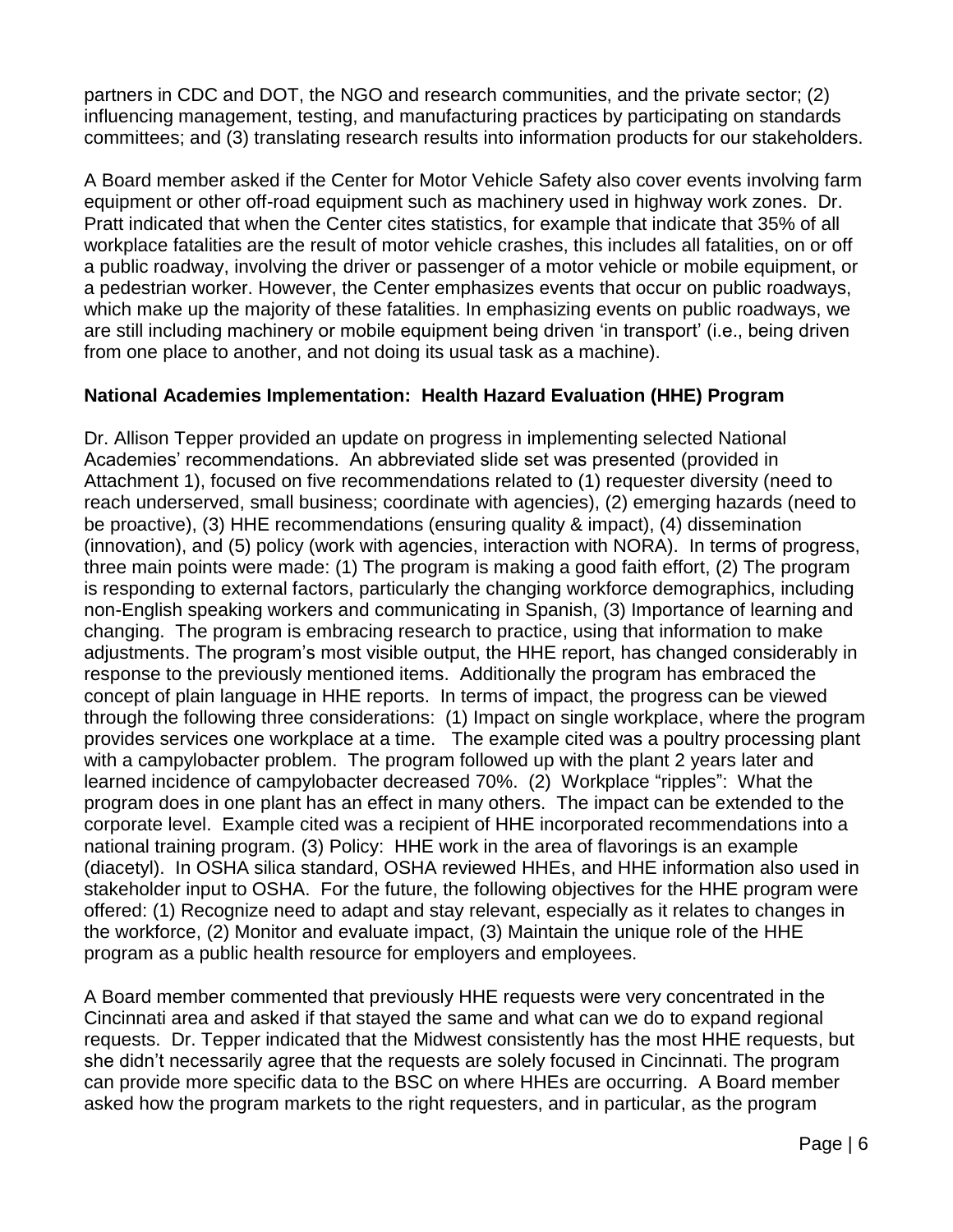partners in CDC and DOT, the NGO and research communities, and the private sector; (2) influencing management, testing, and manufacturing practices by participating on standards committees; and (3) translating research results into information products for our stakeholders.

A Board member asked if the Center for Motor Vehicle Safety also cover events involving farm equipment or other off-road equipment such as machinery used in highway work zones. Dr. Pratt indicated that when the Center cites statistics, for example that indicate that 35% of all workplace fatalities are the result of motor vehicle crashes, this includes all fatalities, on or off a public roadway, involving the driver or passenger of a motor vehicle or mobile equipment, or a pedestrian worker. However, the Center emphasizes events that occur on public roadways, which make up the majority of these fatalities. In emphasizing events on public roadways, we are still including machinery or mobile equipment being driven 'in transport' (i.e., being driven from one place to another, and not doing its usual task as a machine).

## National Academies Implementation: Health Hazard Evaluation (HHE) Program

Dr. Allison Tepper provided an update on progress in implementing selected National Academies' recommendations. An abbreviated slide set was presented (provided in Attachment 1), focused on five recommendations related to (1) requester diversity (need to reach underserved, small business; coordinate with agencies), (2) emerging hazards (need to be proactive), (3) HHE recommendations (ensuring quality & impact), (4) dissemination (innovation), and (5) policy (work with agencies, interaction with NORA). In terms of progress, three main points were made: (1) The program is making a good faith effort, (2) The program is responding to external factors, particularly the changing workforce demographics, including non-English speaking workers and communicating in Spanish, (3) Importance of learning and changing. The program is embracing research to practice, using that information to make adjustments. The program's most visible output, the HHE report, has changed considerably in response to the previously mentioned items. Additionally the program has embraced the concept of plain language in HHE reports. In terms of impact, the progress can be viewed through the following three considerations: (1) Impact on single workplace, where the program provides services one workplace at a time. The example cited was a poultry processing plant with a campylobacter problem. The program followed up with the plant 2 years later and learned incidence of campylobacter decreased 70%. (2) Workplace "ripples": What the program does in one plant has an effect in many others. The impact can be extended to the corporate level. Example cited was a recipient of HHE incorporated recommendations into a national training program. (3) Policy: HHE work in the area of flavorings is an example (diacetyl). In OSHA silica standard, OSHA reviewed HHEs, and HHE information also used in stakeholder input to OSHA. For the future, the following objectives for the HHE program were offered: (1) Recognize need to adapt and stay relevant, especially as it relates to changes in the workforce, (2) Monitor and evaluate impact, (3) Maintain the unique role of the HHE program as a public health resource for employers and employees.

A Board member commented that previously HHE requests were very concentrated in the Cincinnati area and asked if that stayed the same and what can we do to expand regional requests. Dr. Tepper indicated that the Midwest consistently has the most HHE requests, but she didn't necessarily agree that the requests are solely focused in Cincinnati. The program can provide more specific data to the BSC on where HHEs are occurring. A Board member asked how the program markets to the right requesters, and in particular, as the program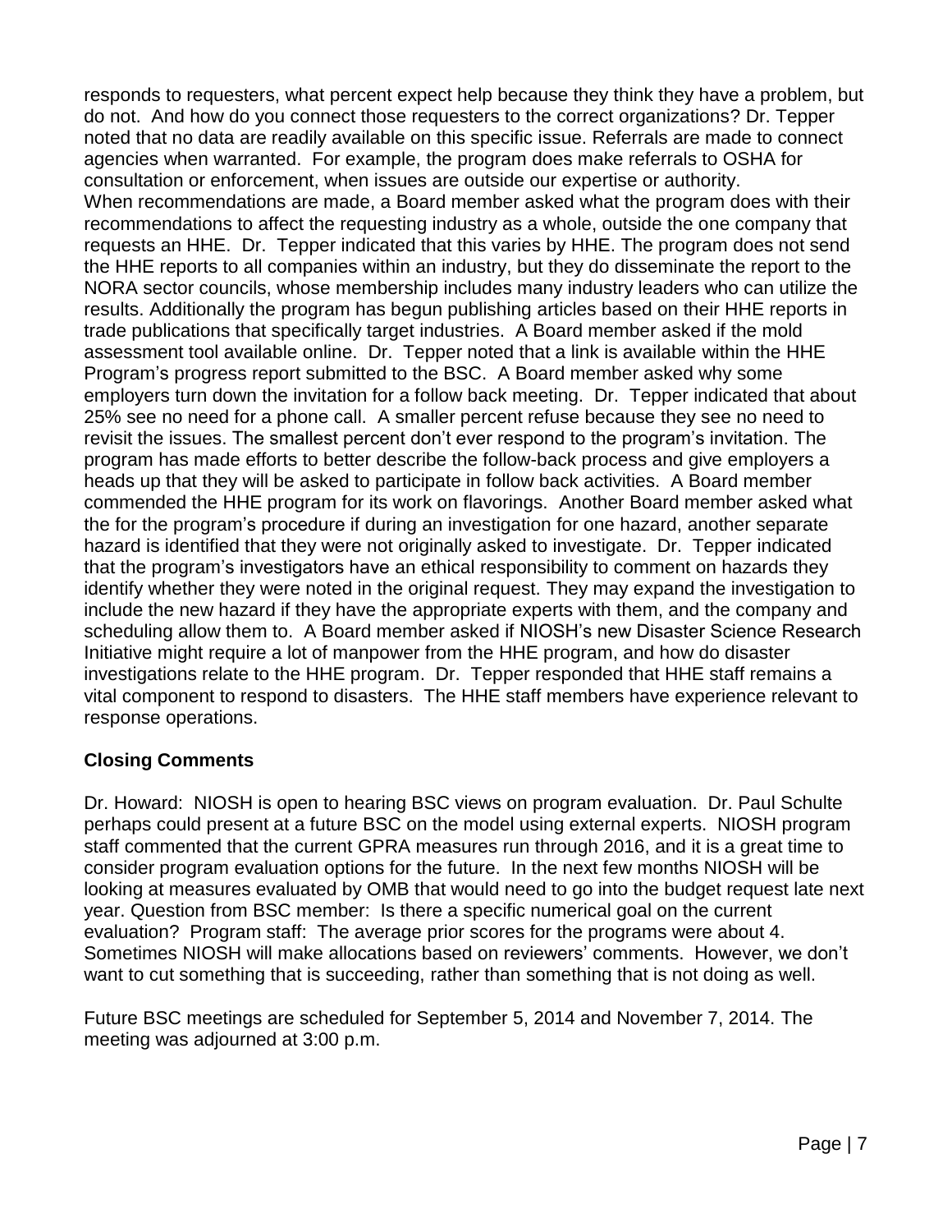responds to requesters, what percent expect help because they think they have a problem, but do not. And how do you connect those requesters to the correct organizations? Dr. Tepper noted that no data are readily available on this specific issue. Referrals are made to connect agencies when warranted. For example, the program does make referrals to OSHA for consultation or enforcement, when issues are outside our expertise or authority. When recommendations are made, a Board member asked what the program does with their recommendations to affect the requesting industry as a whole, outside the one company that requests an HHE. Dr. Tepper indicated that this varies by HHE. The program does not send the HHE reports to all companies within an industry, but they do disseminate the report to the NORA sector councils, whose membership includes many industry leaders who can utilize the results. Additionally the program has begun publishing articles based on their HHE reports in trade publications that specifically target industries. A Board member asked if the mold assessment tool available online. Dr. Tepper noted that a link is available within the HHE Program's progress report submitted to the BSC. A Board member asked why some employers turn down the invitation for a follow back meeting. Dr. Tepper indicated that about 25% see no need for a phone call. A smaller percent refuse because they see no need to revisit the issues. The smallest percent don't ever respond to the program's invitation. The program has made efforts to better describe the follow-back process and give employers a heads up that they will be asked to participate in follow back activities. A Board member commended the HHE program for its work on flavorings. Another Board member asked what the for the program's procedure if during an investigation for one hazard, another separate hazard is identified that they were not originally asked to investigate. Dr. Tepper indicated that the program's investigators have an ethical responsibility to comment on hazards they identify whether they were noted in the original request. They may expand the investigation to include the new hazard if they have the appropriate experts with them, and the company and scheduling allow them to. A Board member asked if NIOSH's new Disaster Science Research Initiative might require a lot of manpower from the HHE program, and how do disaster investigations relate to the HHE program. Dr. Tepper responded that HHE staff remains a vital component to respond to disasters. The HHE staff members have experience relevant to response operations.

**Closing Comments**

Dr. Howard: NIOSH is open to hearing BSC views on program evaluation. Dr. Paul Schulte perhaps could present at a future BSC on the model using external experts. NIOSH program staff commented that the current GPRA measures run through 2016, and it is a great time to consider program evaluation options for the future. In the next few months NIOSH will be looking at measures evaluated by OMB that would need to go into the budget request late next year. Question from BSC member: Is there a specific numerical goal on the current evaluation? Program staff: The average prior scores for the programs were about 4. Sometimes NIOSH will make allocations based on reviewers' comments. However, we don't want to cut something that is succeeding, rather than something that is not doing as well.

Future BSC meetings are scheduled for September 5, 2014 and November 7, 2014. The meeting was adjourned at 3:00 p.m.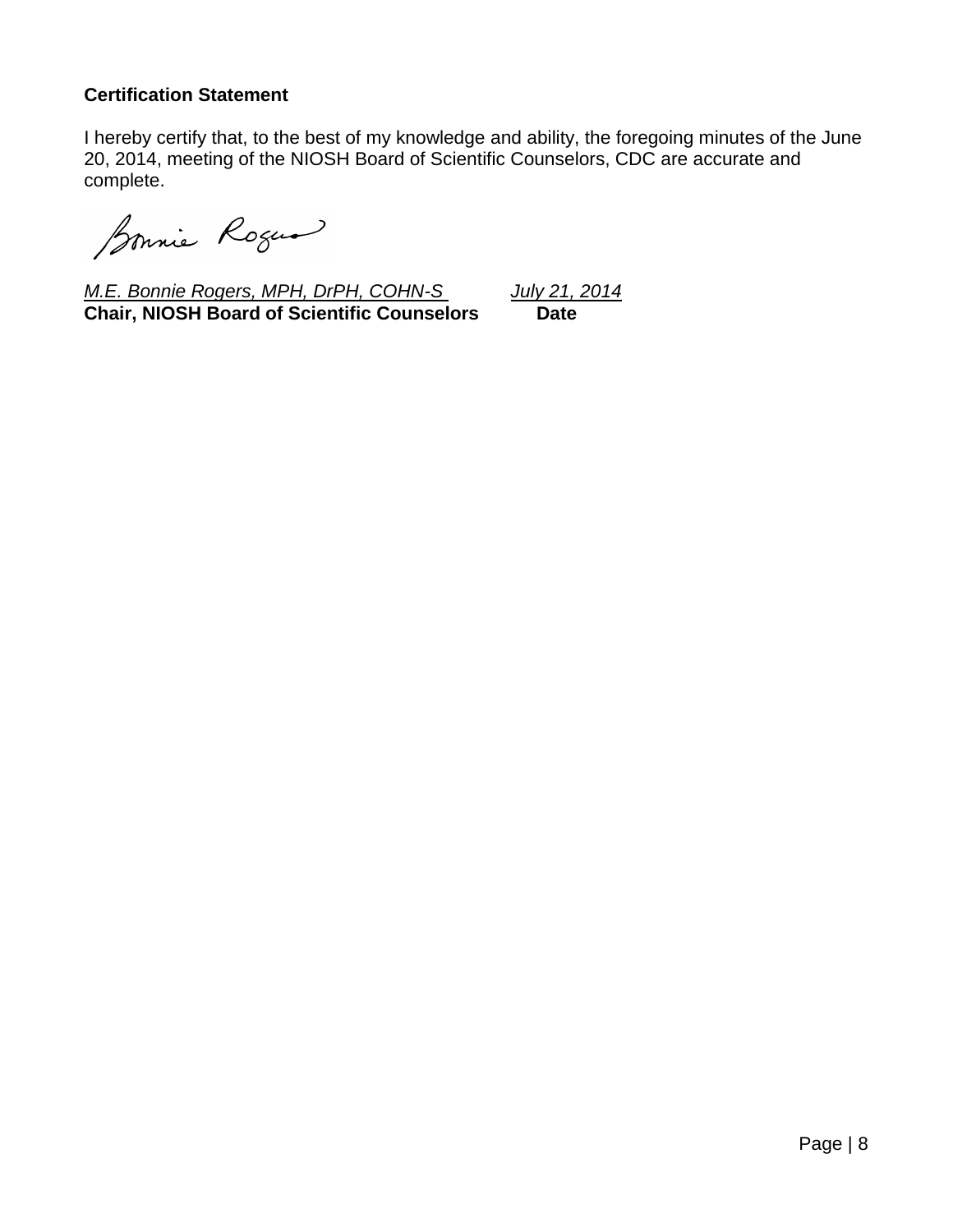**Certification Statement**

I hereby certify that, to the best of my knowledge and ability, the foregoing minutes of the June 20, 2014, meeting of the NIOSH Board of Scientific Counselors, CDC are accurate and complete.

*M.E. Bonnie Rogers, MPH, DrPH, COHN-S* *July 21, 2014*
**Chair, NIOSH Board of Scientific Counselors** **Date**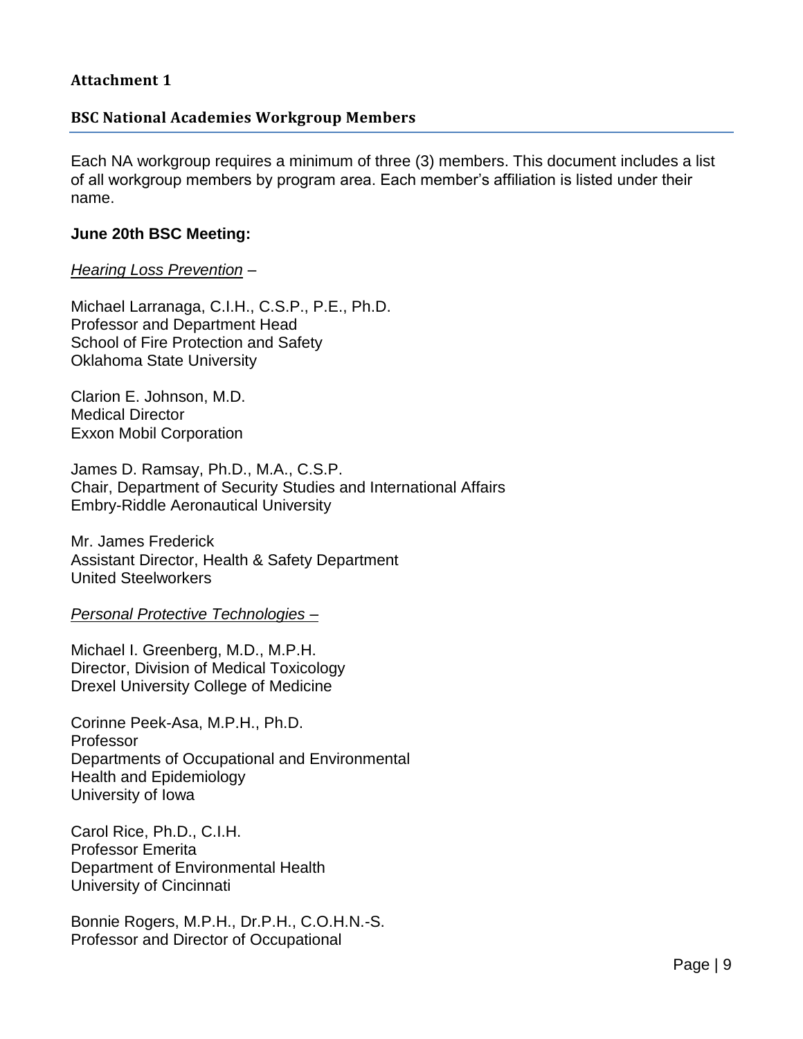### Attachment 1

### BSC National Academies Workgroup Members

Each NA workgroup requires a minimum of three (3) members. This document includes a list of all workgroup members by program area. Each member's affiliation is listed under their name.

**June 20th BSC Meeting:**

*Hearing Loss Prevention* –

Michael Larranaga, C.I.H., C.S.P., P.E., Ph.D.
Professor and Department Head
School of Fire Protection and Safety
Oklahoma State University

Clarion E. Johnson, M.D.
Medical Director
Exxon Mobil Corporation

James D. Ramsay, Ph.D., M.A., C.S.P.
Chair, Department of Security Studies and International Affairs
Embry-Riddle Aeronautical University

Mr. James Frederick
Assistant Director, Health & Safety Department
United Steelworkers

*Personal Protective Technologies* –

Michael I. Greenberg, M.D., M.P.H.
Director, Division of Medical Toxicology
Drexel University College of Medicine

Corinne Peek-Asa, M.P.H., Ph.D.
Professor
Departments of Occupational and Environmental
Health and Epidemiology
University of Iowa

Carol Rice, Ph.D., C.I.H.
Professor Emerita
Department of Environmental Health
University of Cincinnati

Bonnie Rogers, M.P.H., Dr.P.H., C.O.H.N.-S.
Professor and Director of Occupational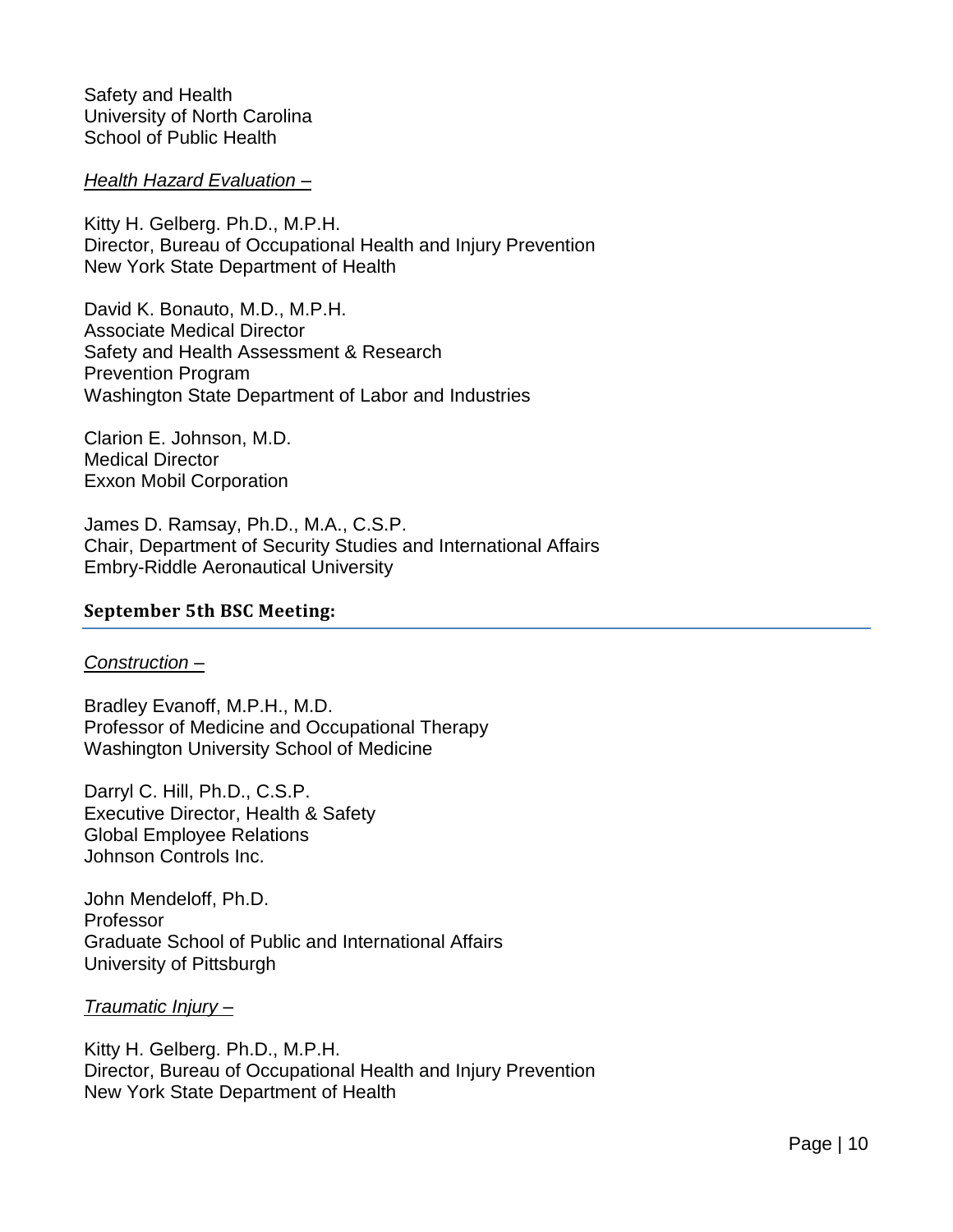Safety and Health
University of North Carolina
School of Public Health

*Health Hazard Evaluation –*

Kitty H. Gelberg. Ph.D., M.P.H.
Director, Bureau of Occupational Health and Injury Prevention
New York State Department of Health

David K. Bonauto, M.D., M.P.H.
Associate Medical Director
Safety and Health Assessment & Research
Prevention Program
Washington State Department of Labor and Industries

Clarion E. Johnson, M.D.
Medical Director
Exxon Mobil Corporation

James D. Ramsay, Ph.D., M.A., C.S.P.
Chair, Department of Security Studies and International Affairs
Embry-Riddle Aeronautical University

## September 5th BSC Meeting:

*Construction –*

Bradley Evanoff, M.P.H., M.D.
Professor of Medicine and Occupational Therapy
Washington University School of Medicine

Darryl C. Hill, Ph.D., C.S.P.
Executive Director, Health & Safety
Global Employee Relations
Johnson Controls Inc.

John Mendeloff, Ph.D.
Professor
Graduate School of Public and International Affairs
University of Pittsburgh

*Traumatic Injury –*

Kitty H. Gelberg. Ph.D., M.P.H.
Director, Bureau of Occupational Health and Injury Prevention
New York State Department of Health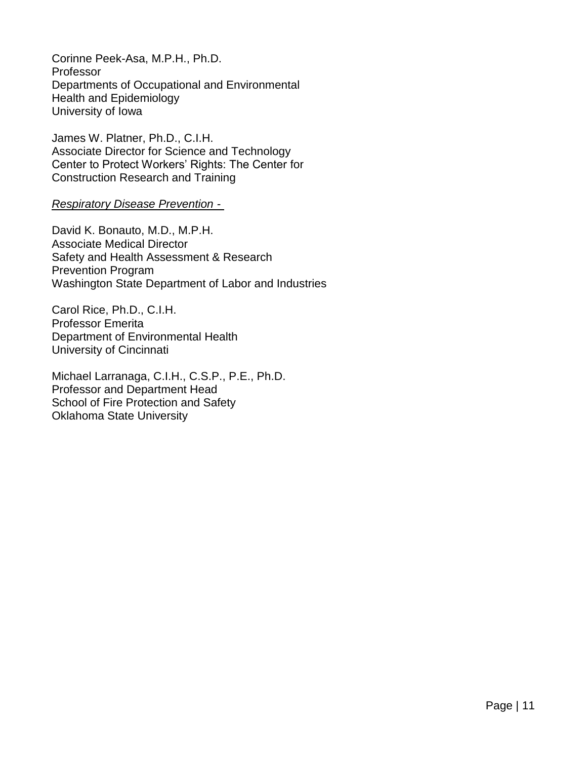Corinne Peek-Asa, M.P.H., Ph.D.
Professor
Departments of Occupational and Environmental
Health and Epidemiology
University of Iowa

James W. Platner, Ph.D., C.I.H.
Associate Director for Science and Technology
Center to Protect Workers' Rights: The Center for
Construction Research and Training

*Respiratory Disease Prevention -*

David K. Bonauto, M.D., M.P.H.
Associate Medical Director
Safety and Health Assessment & Research
Prevention Program
Washington State Department of Labor and Industries

Carol Rice, Ph.D., C.I.H.
Professor Emerita
Department of Environmental Health
University of Cincinnati

Michael Larranaga, C.I.H., C.S.P., P.E., Ph.D.
Professor and Department Head
School of Fire Protection and Safety
Oklahoma State University